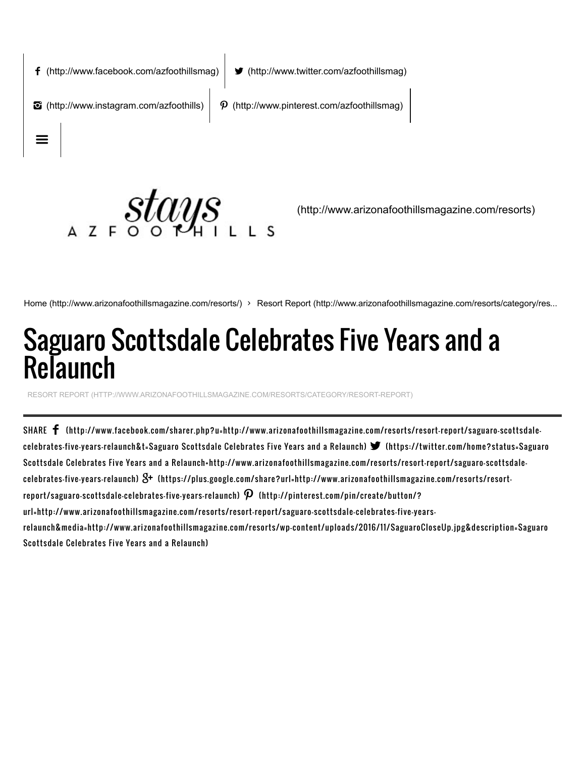(http://www.facebook.com/azfoothillsmag) (http://www.twitter.com/azfoothillsmag)

(http://www.instagram.com/azfoothills) (http://www.pinterest.com/azfoothillsmag)

stays AZ FOOTHILLS (http://www.arizonafoothillsmagazine.com/resorts)

Home (http://www.arizonafoothillsmagazine.com/resorts/) › Resort Report (http://www.arizonafoothillsmagazine.com/resorts/category/res...

# Saguaro Scottsdale Celebrates Five Years and a Relaunch

RESORT REPORT (HTTP://WWW.ARIZONAFOOTHILLSMAGAZINE.COM/RESORTS/CATEGORY/RESORT-REPORT)

SHARE (http://www.facebook.com/sharer.php?u=http://www.arizonafoothillsmagazine.com/resorts/resort-report/saguaro-scottsdale-celebrates-five-years-relaunch&t=Saguaro Scottsdale Celebrates Five Years and a Relaunch) (https://twitter.com/home?status=Saguaro Scottsdale Celebrates Five Years and a Relaunch+http://www.arizonafoothillsmagazine.com/resorts/resort-report/saguaro-scottsdale-celebrates-five-years-relaunch) (https://plus.google.com/share?url=http://www.arizonafoothillsmagazine.com/resorts/resort-report/saguaro-scottsdale-celebrates-five-years-relaunch) (http://pinterest.com/pin/create/button/?url=http://www.arizonafoothillsmagazine.com/resorts/resort-report/saguaro-scottsdale-celebrates-five-years-relaunch&media=http://www.arizonafoothillsmagazine.com/resorts/wp-content/uploads/2016/11/SaguaroCloseUp.jpg&description=Saguaro Scottsdale Celebrates Five Years and a Relaunch)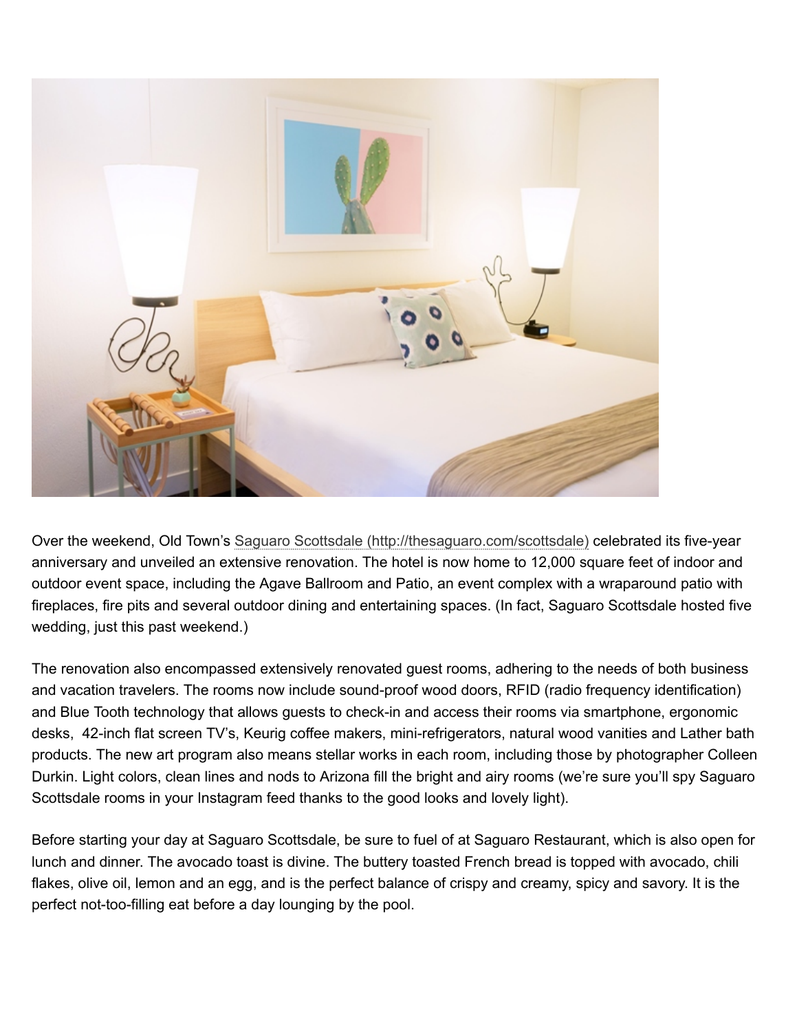Over the weekend, Old Town's [Saguaro Scottsdale (http://thesaguaro.com/scottsdale)](http://thesaguaro.com/scottsdale) celebrated its five-year anniversary and unveiled an extensive renovation. The hotel is now home to 12,000 square feet of indoor and outdoor event space, including the Agave Ballroom and Patio, an event complex with a wraparound patio with fireplaces, fire pits and several outdoor dining and entertaining spaces. (In fact, Saguaro Scottsdale hosted five wedding, just this past weekend.)

The renovation also encompassed extensively renovated guest rooms, adhering to the needs of both business and vacation travelers. The rooms now include sound-proof wood doors, RFID (radio frequency identification) and Blue Tooth technology that allows guests to check-in and access their rooms via smartphone, ergonomic desks, 42-inch flat screen TV's, Keurig coffee makers, mini-refrigerators, natural wood vanities and Lather bath products. The new art program also means stellar works in each room, including those by photographer Colleen Durkin. Light colors, clean lines and nods to Arizona fill the bright and airy rooms (we're sure you'll spy Saguaro Scottsdale rooms in your Instagram feed thanks to the good looks and lovely light).

Before starting your day at Saguaro Scottsdale, be sure to fuel of at Saguaro Restaurant, which is also open for lunch and dinner. The avocado toast is divine. The buttery toasted French bread is topped with avocado, chili flakes, olive oil, lemon and an egg, and is the perfect balance of crispy and creamy, spicy and savory. It is the perfect not-too-filling eat before a day lounging by the pool.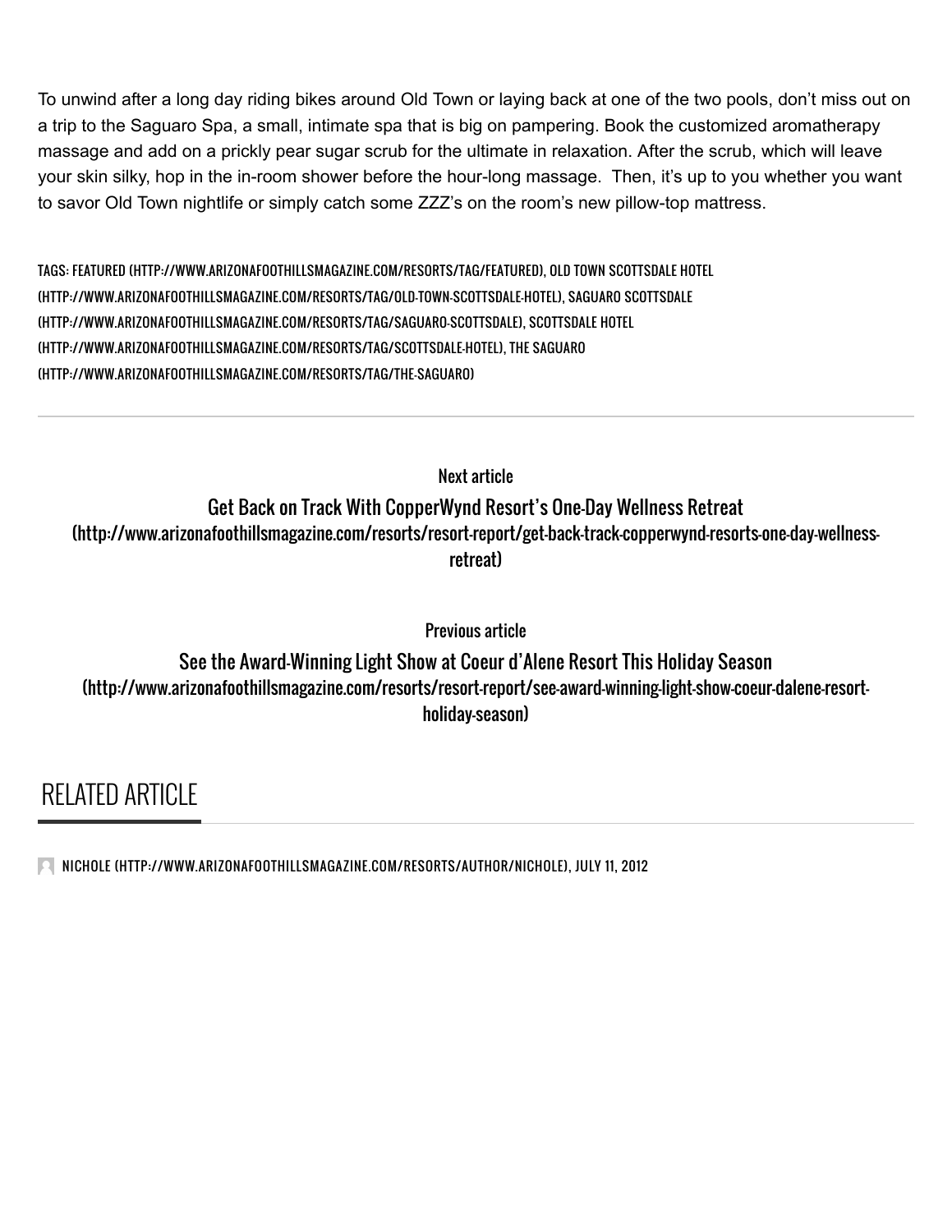To unwind after a long day riding bikes around Old Town or laying back at one of the two pools, don't miss out on a trip to the Saguaro Spa, a small, intimate spa that is big on pampering. Book the customized aromatherapy massage and add on a prickly pear sugar scrub for the ultimate in relaxation. After the scrub, which will leave your skin silky, hop in the in-room shower before the hour-long massage. Then, it's up to you whether you want to savor Old Town nightlife or simply catch some ZZZ's on the room's new pillow-top mattress.

TAGS: FEATURED (HTTP://WWW.ARIZONAFOOTHILLSMAGAZINE.COM/RESORTS/TAG/FEATURED), OLD TOWN SCOTTSDALE HOTEL (HTTP://WWW.ARIZONAFOOTHILLSMAGAZINE.COM/RESORTS/TAG/OLD-TOWN-SCOTTSDALE-HOTEL), SAGUARO SCOTTSDALE (HTTP://WWW.ARIZONAFOOTHILLSMAGAZINE.COM/RESORTS/TAG/SAGUARO-SCOTTSDALE), SCOTTSDALE HOTEL (HTTP://WWW.ARIZONAFOOTHILLSMAGAZINE.COM/RESORTS/TAG/SCOTTSDALE-HOTEL), THE SAGUARO (HTTP://WWW.ARIZONAFOOTHILLSMAGAZINE.COM/RESORTS/TAG/THE-SAGUARO)

---

Next article

Get Back on Track With CopperWynd Resort's One-Day Wellness Retreat (http://www.arizonafoothillsmagazine.com/resorts/resort-report/get-back-track-copperwynd-resorts-one-day-wellness-retreat)

Previous article

See the Award-Winning Light Show at Coeur d'Alene Resort This Holiday Season (http://www.arizonafoothillsmagazine.com/resorts/resort-report/see-award-winning-light-show-coeur-dalene-resort-holiday-season)

## RELATED ARTICLE

NICHOLE (HTTP://WWW.ARIZONAFOOTHILLSMAGAZINE.COM/RESORTS/AUTHOR/NICHOLE), JULY 11, 2012